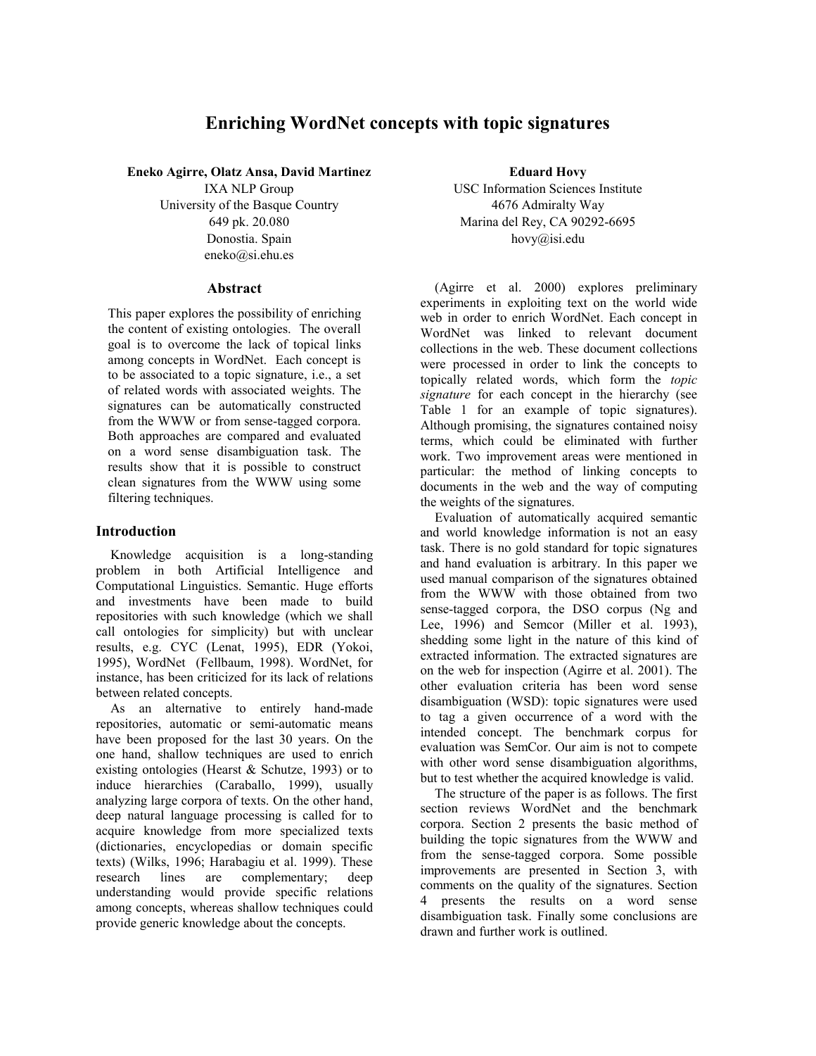# Enriching WordNet concepts with topic signatures

**Eneko Agirre, Olatz Ansa, David Martinez**
IXA NLP Group
University of the Basque Country
649 pk. 20.080
Donostia. Spain
eneko@si.ehu.es

**Eduard Hovy**
USC Information Sciences Institute
4676 Admiralty Way
Marina del Rey, CA 90292-6695
hovy@isi.edu

## Abstract

This paper explores the possibility of enriching the content of existing ontologies. The overall goal is to overcome the lack of topical links among concepts in WordNet. Each concept is to be associated to a topic signature, i.e., a set of related words with associated weights. The signatures can be automatically constructed from the WWW or from sense-tagged corpora. Both approaches are compared and evaluated on a word sense disambiguation task. The results show that it is possible to construct clean signatures from the WWW using some filtering techniques.

## Introduction

Knowledge acquisition is a long-standing problem in both Artificial Intelligence and Computational Linguistics. Semantic. Huge efforts and investments have been made to build repositories with such knowledge (which we shall call ontologies for simplicity) but with unclear results, e.g. CYC (Lenat, 1995), EDR (Yokoi, 1995), WordNet (Fellbaum, 1998). WordNet, for instance, has been criticized for its lack of relations between related concepts.

As an alternative to entirely hand-made repositories, automatic or semi-automatic means have been proposed for the last 30 years. On the one hand, shallow techniques are used to enrich existing ontologies (Hearst & Schutze, 1993) or to induce hierarchies (Caraballo, 1999), usually analyzing large corpora of texts. On the other hand, deep natural language processing is called for to acquire knowledge from more specialized texts (dictionaries, encyclopedias or domain specific texts) (Wilks, 1996; Harabagiu et al. 1999). These research lines are complementary; deep understanding would provide specific relations among concepts, whereas shallow techniques could provide generic knowledge about the concepts.

(Agirre et al. 2000) explores preliminary experiments in exploiting text on the world wide web in order to enrich WordNet. Each concept in WordNet was linked to relevant document collections in the web. These document collections were processed in order to link the concepts to topically related words, which form the *topic signature* for each concept in the hierarchy (see Table 1 for an example of topic signatures). Although promising, the signatures contained noisy terms, which could be eliminated with further work. Two improvement areas were mentioned in particular: the method of linking concepts to documents in the web and the way of computing the weights of the signatures.

Evaluation of automatically acquired semantic and world knowledge information is not an easy task. There is no gold standard for topic signatures and hand evaluation is arbitrary. In this paper we used manual comparison of the signatures obtained from the WWW with those obtained from two sense-tagged corpora, the DSO corpus (Ng and Lee, 1996) and Semcor (Miller et al. 1993), shedding some light in the nature of this kind of extracted information. The extracted signatures are on the web for inspection (Agirre et al. 2001). The other evaluation criteria has been word sense disambiguation (WSD): topic signatures were used to tag a given occurrence of a word with the intended concept. The benchmark corpus for evaluation was SemCor. Our aim is not to compete with other word sense disambiguation algorithms, but to test whether the acquired knowledge is valid.

The structure of the paper is as follows. The first section reviews WordNet and the benchmark corpora. Section 2 presents the basic method of building the topic signatures from the WWW and from the sense-tagged corpora. Some possible improvements are presented in Section 3, with comments on the quality of the signatures. Section 4 presents the results on a word sense disambiguation task. Finally some conclusions are drawn and further work is outlined.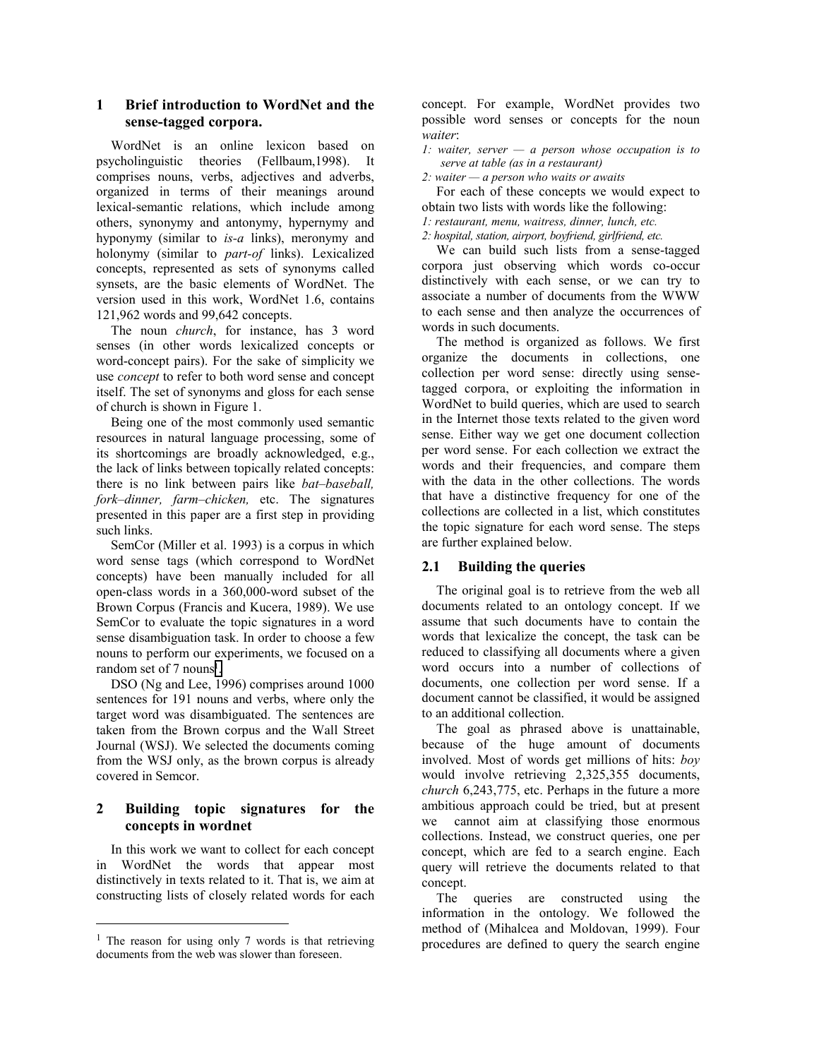## 1 Brief introduction to WordNet and the sense-tagged corpora.

WordNet is an online lexicon based on psycholinguistic theories (Fellbaum,1998). It comprises nouns, verbs, adjectives and adverbs, organized in terms of their meanings around lexical-semantic relations, which include among others, synonymy and antonymy, hypernymy and hyponymy (similar to *is-a* links), meronymy and holonymy (similar to *part-of* links). Lexicalized concepts, represented as sets of synonyms called synsets, are the basic elements of WordNet. The version used in this work, WordNet 1.6, contains 121,962 words and 99,642 concepts.

The noun *church*, for instance, has 3 word senses (in other words lexicalized concepts or word-concept pairs). For the sake of simplicity we use *concept* to refer to both word sense and concept itself. The set of synonyms and gloss for each sense of church is shown in Figure 1.

Being one of the most commonly used semantic resources in natural language processing, some of its shortcomings are broadly acknowledged, e.g., the lack of links between topically related concepts: there is no link between pairs like *bat–baseball, fork–dinner, farm–chicken,* etc. The signatures presented in this paper are a first step in providing such links.

SemCor (Miller et al. 1993) is a corpus in which word sense tags (which correspond to WordNet concepts) have been manually included for all open-class words in a 360,000-word subset of the Brown Corpus (Francis and Kucera, 1989). We use SemCor to evaluate the topic signatures in a word sense disambiguation task. In order to choose a few nouns to perform our experiments, we focused on a random set of 7 nouns[1].

DSO (Ng and Lee, 1996) comprises around 1000 sentences for 191 nouns and verbs, where only the target word was disambiguated. The sentences are taken from the Brown corpus and the Wall Street Journal (WSJ). We selected the documents coming from the WSJ only, as the brown corpus is already covered in Semcor.

## 2 Building topic signatures for the concepts in wordnet

In this work we want to collect for each concept in WordNet the words that appear most distinctively in texts related to it. That is, we aim at constructing lists of closely related words for each concept. For example, WordNet provides two possible word senses or concepts for the noun *waiter*:

*1: waiter, server — a person whose occupation is to serve at table (as in a restaurant)*

*2: waiter — a person who waits or awaits*

For each of these concepts we would expect to obtain two lists with words like the following:

*1: restaurant, menu, waitress, dinner, lunch, etc.*

*2: hospital, station, airport, boyfriend, girlfriend, etc.*

We can build such lists from a sense-tagged corpora just observing which words co-occur distinctively with each sense, or we can try to associate a number of documents from the WWW to each sense and then analyze the occurrences of words in such documents.

The method is organized as follows. We first organize the documents in collections, one collection per word sense: directly using sense-tagged corpora, or exploiting the information in WordNet to build queries, which are used to search in the Internet those texts related to the given word sense. Either way we get one document collection per word sense. For each collection we extract the words and their frequencies, and compare them with the data in the other collections. The words that have a distinctive frequency for one of the collections are collected in a list, which constitutes the topic signature for each word sense. The steps are further explained below.

### 2.1 Building the queries

The original goal is to retrieve from the web all documents related to an ontology concept. If we assume that such documents have to contain the words that lexicalize the concept, the task can be reduced to classifying all documents where a given word occurs into a number of collections of documents, one collection per word sense. If a document cannot be classified, it would be assigned to an additional collection.

The goal as phrased above is unattainable, because of the huge amount of documents involved. Most of words get millions of hits: *boy* would involve retrieving 2,325,355 documents, *church* 6,243,775, etc. Perhaps in the future a more ambitious approach could be tried, but at present we cannot aim at classifying those enormous collections. Instead, we construct queries, one per concept, which are fed to a search engine. Each query will retrieve the documents related to that concept.

The queries are constructed using the information in the ontology. We followed the method of (Mihalcea and Moldovan, 1999). Four procedures are defined to query the search engine

[1] The reason for using only 7 words is that retrieving documents from the web was slower than foreseen.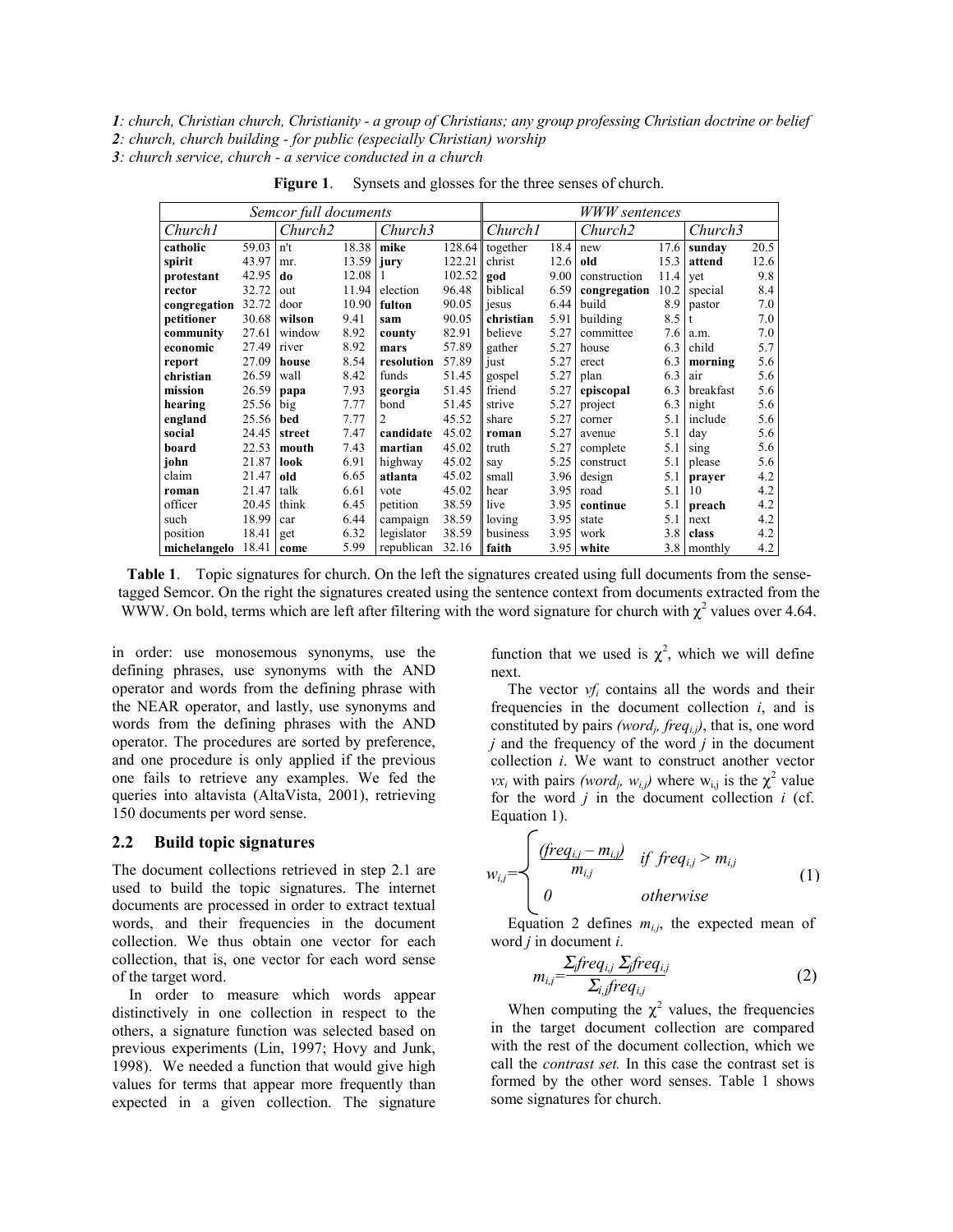*1: church, Christian church, Christianity - a group of Christians; any group professing Christian doctrine or belief*
*2: church, church building - for public (especially Christian) worship*
*3: church service, church - a service conducted in a church*

**Figure 1**. Synsets and glosses for the three senses of church.

| *Semcor full documents* | | | | | | *WWW sentences* | | | | | |
|---|---|---|---|---|---|---|---|---|---|---|---|
| *Church1* | | *Church2* | | *Church3* | | *Church1* | | *Church2* | | *Church3* | |
| **catholic** | 59.03 | n't | 18.38 | **mike** | 128.64 | together | 18.4 | new | 17.6 | **sunday** | 20.5 |
| **spirit** | 43.97 | mr. | 13.59 | **jury** | 122.21 | christ | 12.6 | **old** | 15.3 | **attend** | 12.6 |
| **protestant** | 42.95 | **do** | 12.08 | 1 | 102.52 | **god** | 9.00 | construction | 11.4 | yet | 9.8 |
| **rector** | 32.72 | out | 11.94 | election | 96.48 | biblical | 6.59 | **congregation** | 10.2 | special | 8.4 |
| **congregation** | 32.72 | door | 10.90 | **fulton** | 90.05 | jesus | 6.44 | build | 8.9 | pastor | 7.0 |
| **petitioner** | 30.68 | **wilson** | 9.41 | **sam** | 90.05 | **christian** | 5.91 | building | 8.5 | t | 7.0 |
| **community** | 27.61 | window | 8.92 | **county** | 82.91 | believe | 5.27 | committee | 7.6 | a.m. | 7.0 |
| **economic** | 27.49 | river | 8.92 | **mars** | 57.89 | gather | 5.27 | house | 6.3 | child | 5.7 |
| **report** | 27.09 | **house** | 8.54 | **resolution** | 57.89 | just | 5.27 | erect | 6.3 | **morning** | 5.6 |
| **christian** | 26.59 | wall | 8.42 | funds | 51.45 | gospel | 5.27 | plan | 6.3 | air | 5.6 |
| **mission** | 26.59 | **papa** | 7.93 | **georgia** | 51.45 | friend | 5.27 | **episcopal** | 6.3 | breakfast | 5.6 |
| **hearing** | 25.56 | big | 7.77 | bond | 51.45 | strive | 5.27 | project | 6.3 | night | 5.6 |
| **england** | 25.56 | **bed** | 7.77 | 2 | 45.52 | share | 5.27 | corner | 5.1 | include | 5.6 |
| **social** | 24.45 | **street** | 7.47 | **candidate** | 45.02 | **roman** | 5.27 | avenue | 5.1 | day | 5.6 |
| **board** | 22.53 | **mouth** | 7.43 | **martian** | 45.02 | truth | 5.27 | complete | 5.1 | sing | 5.6 |
| **john** | 21.87 | **look** | 6.91 | highway | 45.02 | say | 5.25 | construct | 5.1 | please | 5.6 |
| claim | 21.47 | **old** | 6.65 | **atlanta** | 45.02 | small | 3.96 | design | 5.1 | **prayer** | 4.2 |
| **roman** | 21.47 | talk | 6.61 | vote | 45.02 | hear | 3.95 | road | 5.1 | 10 | 4.2 |
| officer | 20.45 | think | 6.45 | petition | 38.59 | live | 3.95 | **continue** | 5.1 | **preach** | 4.2 |
| such | 18.99 | car | 6.44 | campaign | 38.59 | loving | 3.95 | state | 5.1 | next | 4.2 |
| position | 18.41 | get | 6.32 | legislator | 38.59 | business | 3.95 | work | 3.8 | **class** | 4.2 |
| **michelangelo** | 18.41 | **come** | 5.99 | republican | 32.16 | **faith** | 3.95 | **white** | 3.8 | monthly | 4.2 |

**Table 1**. Topic signatures for church. On the left the signatures created using full documents from the sense-tagged Semcor. On the right the signatures created using the sentence context from documents extracted from the WWW. On bold, terms which are left after filtering with the word signature for church with $\chi^2$ values over 4.64.

in order: use monosemous synonyms, use the defining phrases, use synonyms with the AND operator and words from the defining phrase with the NEAR operator, and lastly, use synonyms and words from the defining phrases with the AND operator. The procedures are sorted by preference, and one procedure is only applied if the previous one fails to retrieve any examples. We fed the queries into altavista (AltaVista, 2001), retrieving 150 documents per word sense.

## 2.2 Build topic signatures

The document collections retrieved in step 2.1 are used to build the topic signatures. The internet documents are processed in order to extract textual words, and their frequencies in the document collection. We thus obtain one vector for each collection, that is, one vector for each word sense of the target word.

In order to measure which words appear distinctively in one collection in respect to the others, a signature function was selected based on previous experiments (Lin, 1997; Hovy and Junk, 1998). We needed a function that would give high values for terms that appear more frequently than expected in a given collection. The signature function that we used is $\chi^2$, which we will define next.

The vector $vf_i$ contains all the words and their frequencies in the document collection $i$, and is constituted by pairs $(word_j, freq_{i,j})$, that is, one word $j$ and the frequency of the word $j$ in the document collection $i$. We want to construct another vector $vx_i$ with pairs $(word_j, w_{i,j})$ where $w_{i,j}$ is the $\chi^2$ value for the word $j$ in the document collection $i$ (cf. Equation 1).

$$w_{i,j} = \begin{cases} \dfrac{(freq_{i,j} - m_{i,j})}{m_{i,j}} & \text{if } freq_{i,j} > m_{i,j} \\ 0 & \text{otherwise} \end{cases} \qquad (1)$$

Equation 2 defines $m_{i,j}$, the expected mean of word $j$ in document $i$.

$$m_{i,j} = \frac{\Sigma_i freq_{i,j} \; \Sigma_j freq_{i,j}}{\Sigma_{i,j} freq_{i,j}} \qquad (2)$$

When computing the $\chi^2$ values, the frequencies in the target document collection are compared with the rest of the document collection, which we call the *contrast set*. In this case the contrast set is formed by the other word senses. Table 1 shows some signatures for church.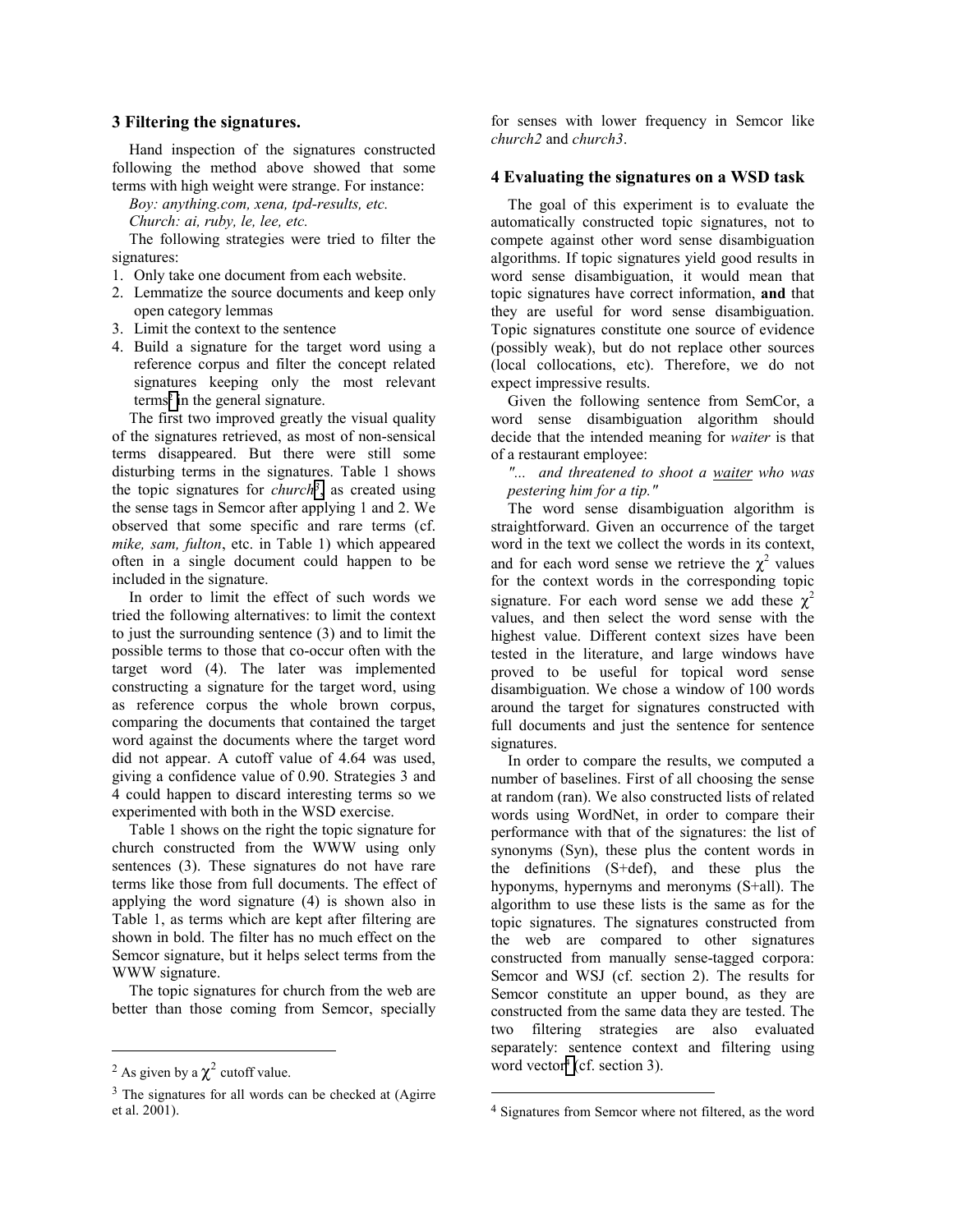## 3 Filtering the signatures.

Hand inspection of the signatures constructed following the method above showed that some terms with high weight were strange. For instance:

*Boy: anything.com, xena, tpd-results, etc.*
*Church: ai, ruby, le, lee, etc.*

The following strategies were tried to filter the signatures:

1. Only take one document from each website.
2. Lemmatize the source documents and keep only open category lemmas
3. Limit the context to the sentence
4. Build a signature for the target word using a reference corpus and filter the concept related signatures keeping only the most relevant terms[2] in the general signature.

The first two improved greatly the visual quality of the signatures retrieved, as most of non-sensical terms disappeared. But there were still some disturbing terms in the signatures. Table 1 shows the topic signatures for *church*[3], as created using the sense tags in Semcor after applying 1 and 2. We observed that some specific and rare terms (cf. *mike, sam, fulton*, etc. in Table 1) which appeared often in a single document could happen to be included in the signature.

In order to limit the effect of such words we tried the following alternatives: to limit the context to just the surrounding sentence (3) and to limit the possible terms to those that co-occur often with the target word (4). The later was implemented constructing a signature for the target word, using as reference corpus the whole brown corpus, comparing the documents that contained the target word against the documents where the target word did not appear. A cutoff value of 4.64 was used, giving a confidence value of 0.90. Strategies 3 and 4 could happen to discard interesting terms so we experimented with both in the WSD exercise.

Table 1 shows on the right the topic signature for church constructed from the WWW using only sentences (3). These signatures do not have rare terms like those from full documents. The effect of applying the word signature (4) is shown also in Table 1, as terms which are kept after filtering are shown in bold. The filter has no much effect on the Semcor signature, but it helps select terms from the WWW signature.

The topic signatures for church from the web are better than those coming from Semcor, specially for senses with lower frequency in Semcor like *church2* and *church3*.

## 4 Evaluating the signatures on a WSD task

The goal of this experiment is to evaluate the automatically constructed topic signatures, not to compete against other word sense disambiguation algorithms. If topic signatures yield good results in word sense disambiguation, it would mean that topic signatures have correct information, **and** that they are useful for word sense disambiguation. Topic signatures constitute one source of evidence (possibly weak), but do not replace other sources (local collocations, etc). Therefore, we do not expect impressive results.

Given the following sentence from SemCor, a word sense disambiguation algorithm should decide that the intended meaning for *waiter* is that of a restaurant employee:

*"... and threatened to shoot a waiter who was pestering him for a tip."*

The word sense disambiguation algorithm is straightforward. Given an occurrence of the target word in the text we collect the words in its context, and for each word sense we retrieve the $\chi^2$ values for the context words in the corresponding topic signature. For each word sense we add these $\chi^2$ values, and then select the word sense with the highest value. Different context sizes have been tested in the literature, and large windows have proved to be useful for topical word sense disambiguation. We chose a window of 100 words around the target for signatures constructed with full documents and just the sentence for sentence signatures.

In order to compare the results, we computed a number of baselines. First of all choosing the sense at random (ran). We also constructed lists of related words using WordNet, in order to compare their performance with that of the signatures: the list of synonyms (Syn), these plus the content words in the definitions (S+def), and these plus the hyponyms, hypernyms and meronyms (S+all). The algorithm to use these lists is the same as for the topic signatures. The signatures constructed from the web are compared to other signatures constructed from manually sense-tagged corpora: Semcor and WSJ (cf. section 2). The results for Semcor constitute an upper bound, as they are constructed from the same data they are tested. The two filtering strategies are also evaluated separately: sentence context and filtering using word vector[4] (cf. section 3).

---

[2] As given by a $\chi^2$ cutoff value.

[3] The signatures for all words can be checked at (Agirre et al. 2001).

[4] Signatures from Semcor where not filtered, as the word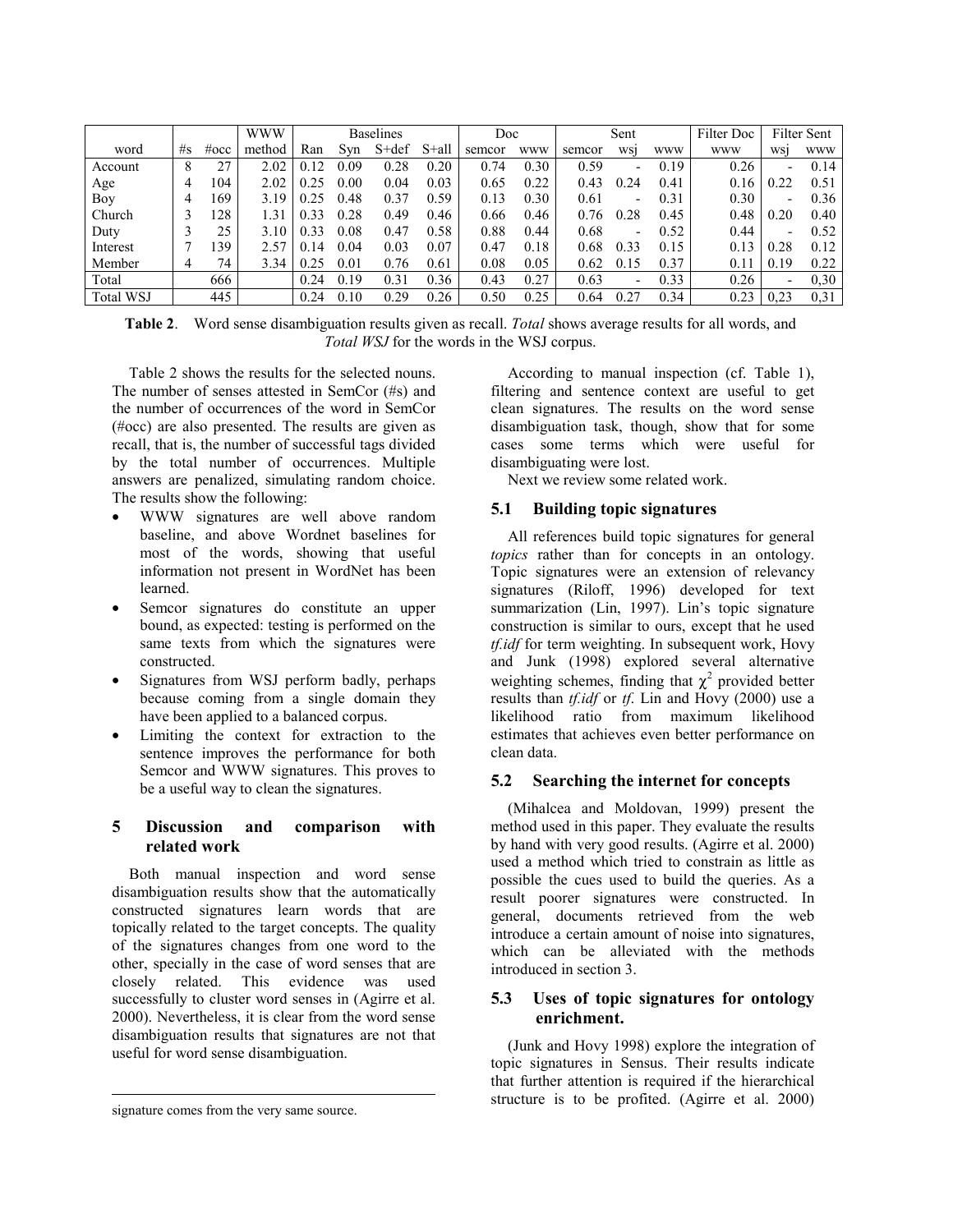| word | #s | #occ | WWW method | Baselines | | | | Doc | | Sent | | | Filter Doc | Filter Sent | |
|---|---|---|---|---|---|---|---|---|---|---|---|---|---|---|---|
| | | | | Ran | Syn | S+def | S+all | semcor | www | semcor | wsj | www | www | wsj | www |
| Account | 8 | 27 | 2.02 | 0.12 | 0.09 | 0.28 | 0.20 | 0.74 | 0.30 | 0.59 | - | 0.19 | 0.26 | - | 0.14 |
| Age | 4 | 104 | 2.02 | 0.25 | 0.00 | 0.04 | 0.03 | 0.65 | 0.22 | 0.43 | 0.24 | 0.41 | 0.16 | 0.22 | 0.51 |
| Boy | 4 | 169 | 3.19 | 0.25 | 0.48 | 0.37 | 0.59 | 0.13 | 0.30 | 0.61 | - | 0.31 | 0.30 | - | 0.36 |
| Church | 3 | 128 | 1.31 | 0.33 | 0.28 | 0.49 | 0.46 | 0.66 | 0.46 | 0.76 | 0.28 | 0.45 | 0.48 | 0.20 | 0.40 |
| Duty | 3 | 25 | 3.10 | 0.33 | 0.08 | 0.47 | 0.58 | 0.88 | 0.44 | 0.68 | - | 0.52 | 0.44 | - | 0.52 |
| Interest | 7 | 139 | 2.57 | 0.14 | 0.04 | 0.03 | 0.07 | 0.47 | 0.18 | 0.68 | 0.33 | 0.15 | 0.13 | 0.28 | 0.12 |
| Member | 4 | 74 | 3.34 | 0.25 | 0.01 | 0.76 | 0.61 | 0.08 | 0.05 | 0.62 | 0.15 | 0.37 | 0.11 | 0.19 | 0.22 |
| Total | | 666 | | 0.24 | 0.19 | 0.31 | 0.36 | 0.43 | 0.27 | 0.63 | - | 0.33 | 0.26 | - | 0,30 |
| Total WSJ | | 445 | | 0.24 | 0.10 | 0.29 | 0.26 | 0.50 | 0.25 | 0.64 | 0.27 | 0.34 | 0.23 | 0,23 | 0,31 |

**Table 2**. Word sense disambiguation results given as recall. *Total* shows average results for all words, and *Total WSJ* for the words in the WSJ corpus.

Table 2 shows the results for the selected nouns. The number of senses attested in SemCor (#s) and the number of occurrences of the word in SemCor (#occ) are also presented. The results are given as recall, that is, the number of successful tags divided by the total number of occurrences. Multiple answers are penalized, simulating random choice. The results show the following:

- WWW signatures are well above random baseline, and above Wordnet baselines for most of the words, showing that useful information not present in WordNet has been learned.
- Semcor signatures do constitute an upper bound, as expected: testing is performed on the same texts from which the signatures were constructed.
- Signatures from WSJ perform badly, perhaps because coming from a single domain they have been applied to a balanced corpus.
- Limiting the context for extraction to the sentence improves the performance for both Semcor and WWW signatures. This proves to be a useful way to clean the signatures.

## 5 Discussion and comparison with related work

Both manual inspection and word sense disambiguation results show that the automatically constructed signatures learn words that are topically related to the target concepts. The quality of the signatures changes from one word to the other, specially in the case of word senses that are closely related. This evidence was used successfully to cluster word senses in (Agirre et al. 2000). Nevertheless, it is clear from the word sense disambiguation results that signatures are not that useful for word sense disambiguation.

signature comes from the very same source.

According to manual inspection (cf. Table 1), filtering and sentence context are useful to get clean signatures. The results on the word sense disambiguation task, though, show that for some cases some terms which were useful for disambiguating were lost.

Next we review some related work.

### 5.1 Building topic signatures

All references build topic signatures for general *topics* rather than for concepts in an ontology. Topic signatures were an extension of relevancy signatures (Riloff, 1996) developed for text summarization (Lin, 1997). Lin's topic signature construction is similar to ours, except that he used *tf.idf* for term weighting. In subsequent work, Hovy and Junk (1998) explored several alternative weighting schemes, finding that $\chi^2$ provided better results than *tf.idf* or *tf*. Lin and Hovy (2000) use a likelihood ratio from maximum likelihood estimates that achieves even better performance on clean data.

### 5.2 Searching the internet for concepts

(Mihalcea and Moldovan, 1999) present the method used in this paper. They evaluate the results by hand with very good results. (Agirre et al. 2000) used a method which tried to constrain as little as possible the cues used to build the queries. As a result poorer signatures were constructed. In general, documents retrieved from the web introduce a certain amount of noise into signatures, which can be alleviated with the methods introduced in section 3.

### 5.3 Uses of topic signatures for ontology enrichment.

(Junk and Hovy 1998) explore the integration of topic signatures in Sensus. Their results indicate that further attention is required if the hierarchical structure is to be profited. (Agirre et al. 2000)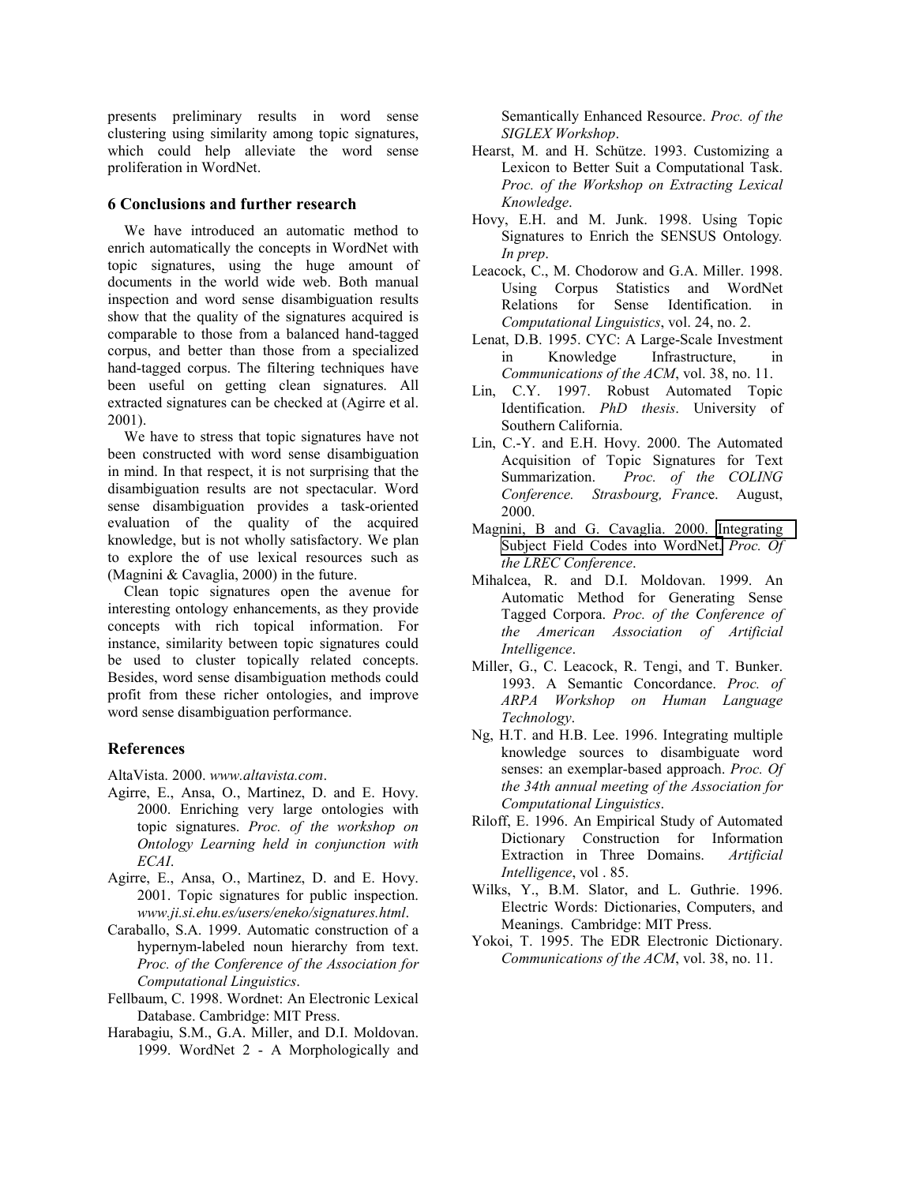presents preliminary results in word sense clustering using similarity among topic signatures, which could help alleviate the word sense proliferation in WordNet.

## 6 Conclusions and further research

We have introduced an automatic method to enrich automatically the concepts in WordNet with topic signatures, using the huge amount of documents in the world wide web. Both manual inspection and word sense disambiguation results show that the quality of the signatures acquired is comparable to those from a balanced hand-tagged corpus, and better than those from a specialized hand-tagged corpus. The filtering techniques have been useful on getting clean signatures. All extracted signatures can be checked at (Agirre et al. 2001).

We have to stress that topic signatures have not been constructed with word sense disambiguation in mind. In that respect, it is not surprising that the disambiguation results are not spectacular. Word sense disambiguation provides a task-oriented evaluation of the quality of the acquired knowledge, but is not wholly satisfactory. We plan to explore the of use lexical resources such as (Magnini & Cavaglia, 2000) in the future.

Clean topic signatures open the avenue for interesting ontology enhancements, as they provide concepts with rich topical information. For instance, similarity between topic signatures could be used to cluster topically related concepts. Besides, word sense disambiguation methods could profit from these richer ontologies, and improve word sense disambiguation performance.

## References

AltaVista. 2000. *www.altavista.com*.

Agirre, E., Ansa, O., Martinez, D. and E. Hovy. 2000. Enriching very large ontologies with topic signatures. *Proc. of the workshop on Ontology Learning held in conjunction with ECAI*.

Agirre, E., Ansa, O., Martinez, D. and E. Hovy. 2001. Topic signatures for public inspection. *www.ji.si.ehu.es/users/eneko/signatures.html*.

Caraballo, S.A. 1999. Automatic construction of a hypernym-labeled noun hierarchy from text. *Proc. of the Conference of the Association for Computational Linguistics*.

Fellbaum, C. 1998. Wordnet: An Electronic Lexical Database. Cambridge: MIT Press.

Harabagiu, S.M., G.A. Miller, and D.I. Moldovan. 1999. WordNet 2 - A Morphologically and Semantically Enhanced Resource. *Proc. of the SIGLEX Workshop*.

Hearst, M. and H. Schütze. 1993. Customizing a Lexicon to Better Suit a Computational Task. *Proc. of the Workshop on Extracting Lexical Knowledge*.

Hovy, E.H. and M. Junk. 1998. Using Topic Signatures to Enrich the SENSUS Ontology. *In prep*.

Leacock, C., M. Chodorow and G.A. Miller. 1998. Using Corpus Statistics and WordNet Relations for Sense Identification. in *Computational Linguistics*, vol. 24, no. 2.

Lenat, D.B. 1995. CYC: A Large-Scale Investment in Knowledge Infrastructure, in *Communications of the ACM*, vol. 38, no. 11.

Lin, C.Y. 1997. Robust Automated Topic Identification. *PhD thesis*. University of Southern California.

Lin, C.-Y. and E.H. Hovy. 2000. The Automated Acquisition of Topic Signatures for Text Summarization. *Proc. of the COLING Conference. Strasbourg, Franc*e. August, 2000.

Magnini, B and G. Cavaglia. 2000. Integrating Subject Field Codes into WordNet. *Proc. Of the LREC Conference*.

Mihalcea, R. and D.I. Moldovan. 1999. An Automatic Method for Generating Sense Tagged Corpora. *Proc. of the Conference of the American Association of Artificial Intelligence*.

Miller, G., C. Leacock, R. Tengi, and T. Bunker. 1993. A Semantic Concordance. *Proc. of ARPA Workshop on Human Language Technology*.

Ng, H.T. and H.B. Lee. 1996. Integrating multiple knowledge sources to disambiguate word senses: an exemplar-based approach. *Proc. Of the 34th annual meeting of the Association for Computational Linguistics*.

Riloff, E. 1996. An Empirical Study of Automated Dictionary Construction for Information Extraction in Three Domains. *Artificial Intelligence*, vol . 85.

Wilks, Y., B.M. Slator, and L. Guthrie. 1996. Electric Words: Dictionaries, Computers, and Meanings. Cambridge: MIT Press.

Yokoi, T. 1995. The EDR Electronic Dictionary. *Communications of the ACM*, vol. 38, no. 11.